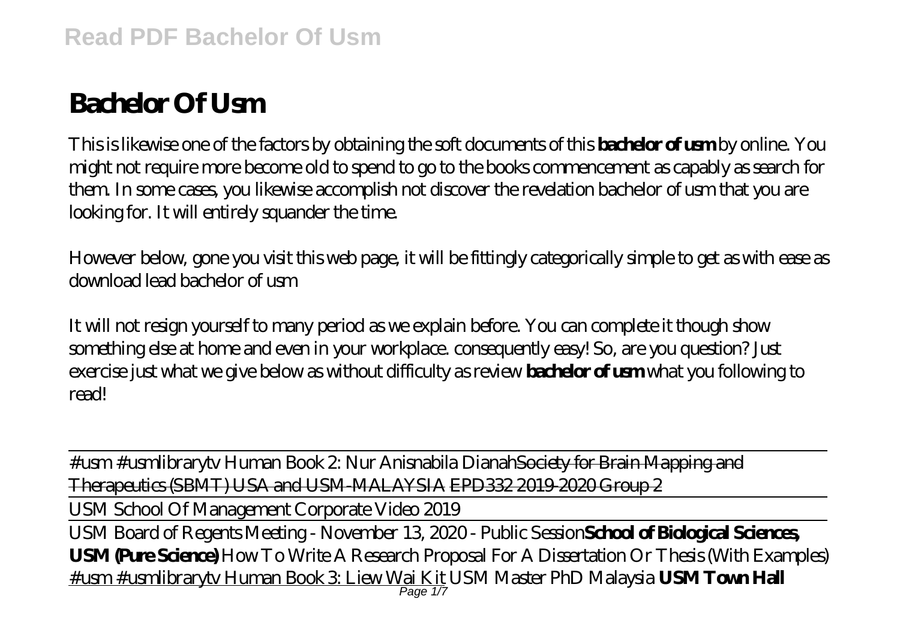# Bachelor Of Usm

This is likewise one of the factors by obtaining the soft documents of this **bachelor of usm** by online. You might not require more become old to spend to go to the books commencement as capably as search for them. In some cases, you likewise accomplish not discover the revelation bachelor of usm that you are looking for. It will entirely squander the time.

However below, gone you visit this web page, it will be fittingly categorically simple to get as with ease as download lead bachelor of usm

It will not resign yourself to many period as we explain before. You can complete it though show something else at home and even in your workplace. consequently easy! So, are you question? Just exercise just what we give below as without difficulty as review **bachelor of usm** what you following to read!

#usm #usmlibrarytv Human Book 2: Nur Anisnabila Dianah ~~Society for Brain Mapping and Therapeutics (SBMT) USA and USM-MALAYSIA EPD332 2019-2020 Group 2~~

USM School Of Management Corporate Video 2019

USM Board of Regents Meeting - November 13, 2020 - Public Session **School of Biological Sciences, USM (Pure Science)** *How To Write A Research Proposal For A Dissertation Or Thesis (With Examples)* #usm #usmlibrarytv Human Book 3: Liew Wai Kit *USM Master PhD Malaysia* **USM Town Hall**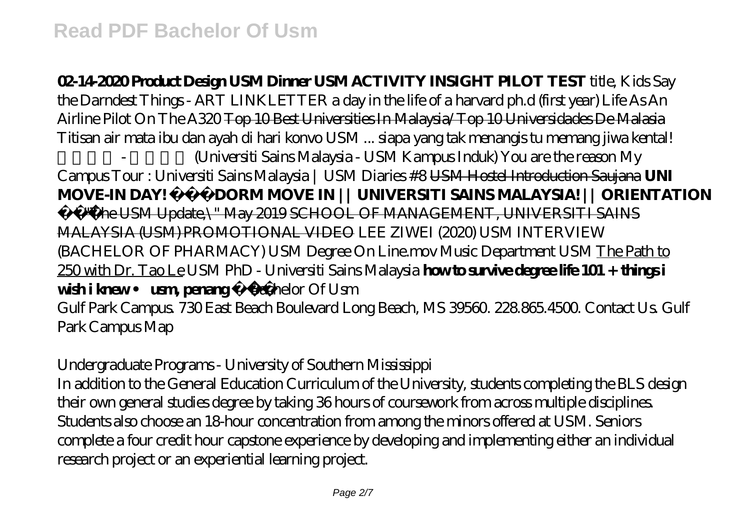**02-14-2020 Product Design USM Dinner USM ACTIVITY INSIGHT PILOT TEST** *title, Kids Say the Darndest Things - ART LINKLETTER a day in the life of a harvard ph.d (first year) Life As An Airline Pilot On The A320* ~~Top 10 Best Universities In Malaysia/Top 10 Universidades De Malasia~~ *Titisan air mata ibu dan ayah di hari konvo USM ... siapa yang tak menangis tu memang jiwa kental!* *理科大学 - 槟城大学 (Universiti Sains Malaysia - USM Kampus Induk) You are the reason My Campus Tour : Universiti Sains Malaysia | USM Diaries #8* ~~USM Hostel Introduction Saujana~~ **UNI MOVE-IN DAY! DORM MOVE IN || UNIVERSITI SAINS MALAYSIA! || ORIENTATION** ~~"The USM Update," May 2019~~ ~~SCHOOL OF MANAGEMENT, UNIVERSITI SAINS MALAYSIA (USM) PROMOTIONAL VIDEO~~ *LEE ZIWEI (2020) USM INTERVIEW (BACHELOR OF PHARMACY) USM Degree On Line.mov Music Department USM* ~~The Path to 250 with Dr. Tao Le~~ *USM PhD - Universiti Sains Malaysia* **how to survive degree life 101 + things i wish i knew • usm, penang** *Bachelor Of Usm*

Gulf Park Campus. 730 East Beach Boulevard Long Beach, MS 39560. 228.865.4500. Contact Us. Gulf Park Campus Map

*Undergraduate Programs - University of Southern Mississippi*

In addition to the General Education Curriculum of the University, students completing the BLS design their own general studies degree by taking 36 hours of coursework from across multiple disciplines. Students also choose an 18-hour concentration from among the minors offered at USM. Seniors complete a four credit hour capstone experience by developing and implementing either an individual research project or an experiential learning project.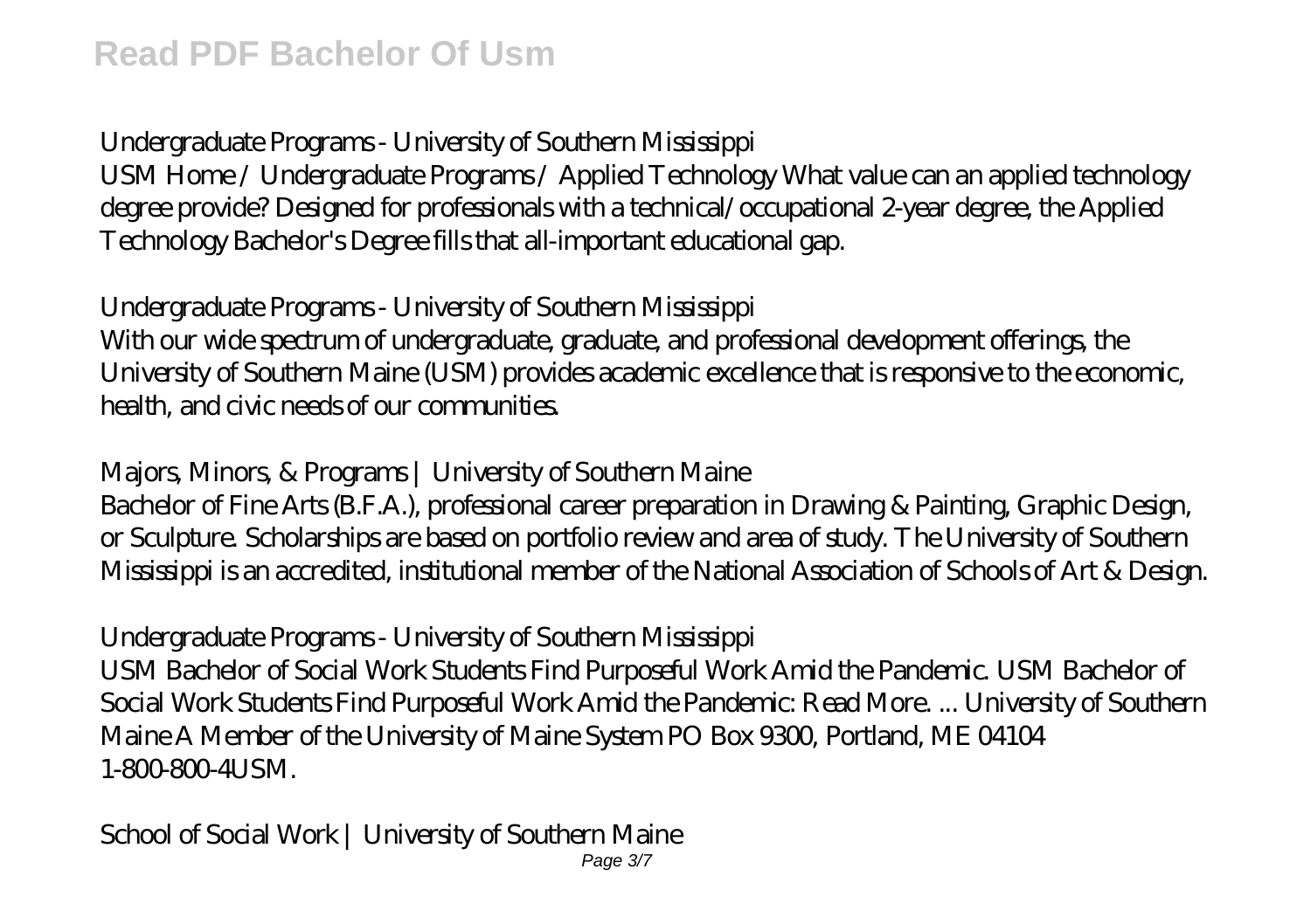## Undergraduate Programs - University of Southern Mississippi

USM Home / Undergraduate Programs / Applied Technology What value can an applied technology degree provide? Designed for professionals with a technical/occupational 2-year degree, the Applied Technology Bachelor's Degree fills that all-important educational gap.

## Undergraduate Programs - University of Southern Mississippi

With our wide spectrum of undergraduate, graduate, and professional development offerings, the University of Southern Maine (USM) provides academic excellence that is responsive to the economic, health, and civic needs of our communities.

## Majors, Minors, & Programs | University of Southern Maine

Bachelor of Fine Arts (B.F.A.), professional career preparation in Drawing & Painting, Graphic Design, or Sculpture. Scholarships are based on portfolio review and area of study. The University of Southern Mississippi is an accredited, institutional member of the National Association of Schools of Art & Design.

## Undergraduate Programs - University of Southern Mississippi

USM Bachelor of Social Work Students Find Purposeful Work Amid the Pandemic. USM Bachelor of Social Work Students Find Purposeful Work Amid the Pandemic: Read More. ... University of Southern Maine A Member of the University of Maine System PO Box 9300, Portland, ME 04104 1-800-800-4USM.

## School of Social Work | University of Southern Maine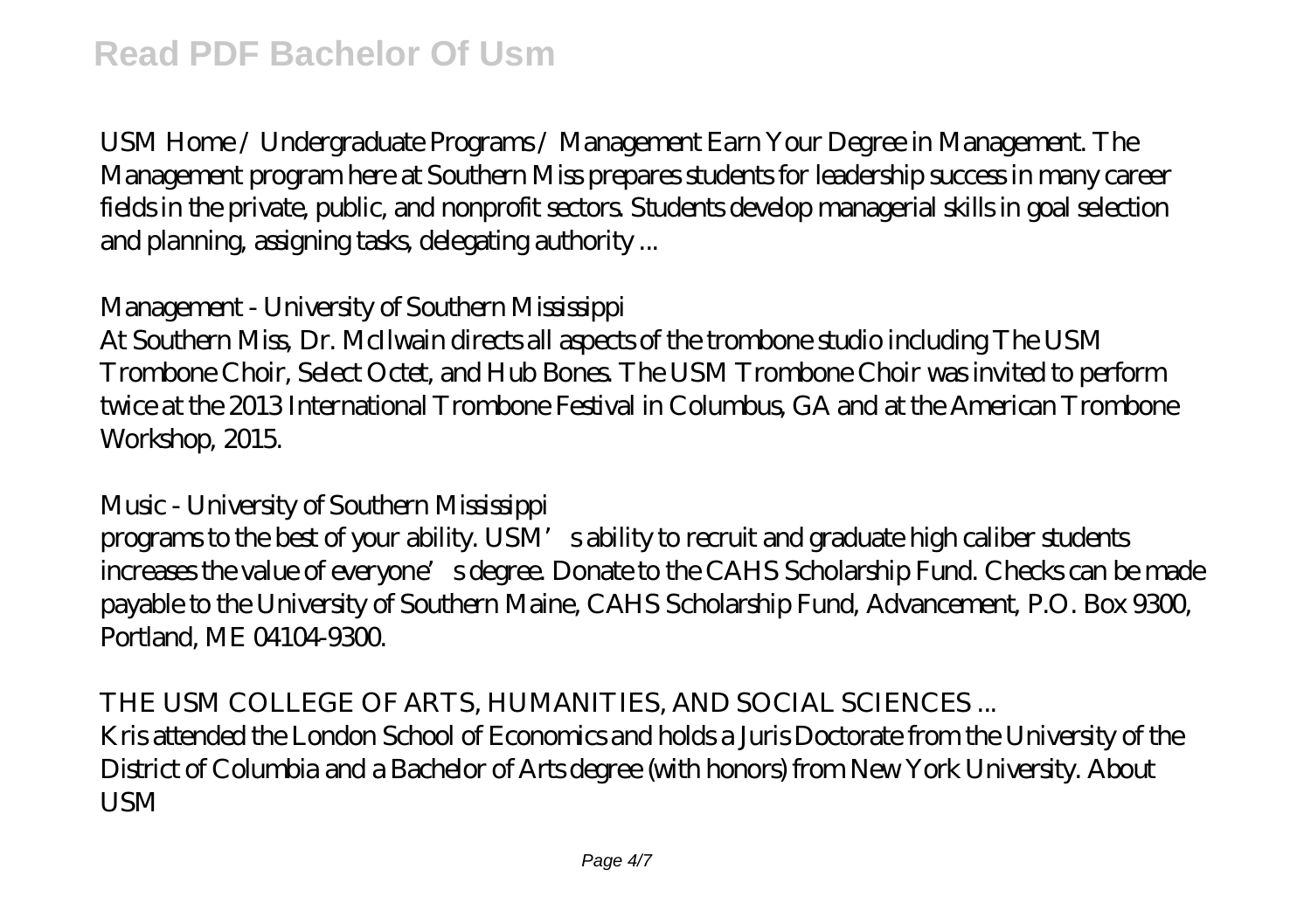USM Home / Undergraduate Programs / Management Earn Your Degree in Management. The Management program here at Southern Miss prepares students for leadership success in many career fields in the private, public, and nonprofit sectors. Students develop managerial skills in goal selection and planning, assigning tasks, delegating authority ...

## Management - University of Southern Mississippi

At Southern Miss, Dr. McIlwain directs all aspects of the trombone studio including The USM Trombone Choir, Select Octet, and Hub Bones. The USM Trombone Choir was invited to perform twice at the 2013 International Trombone Festival in Columbus, GA and at the American Trombone Workshop, 2015.

## Music - University of Southern Mississippi

programs to the best of your ability. USM's ability to recruit and graduate high caliber students increases the value of everyone's degree. Donate to the CAHS Scholarship Fund. Checks can be made payable to the University of Southern Maine, CAHS Scholarship Fund, Advancement, P.O. Box 9300, Portland, ME 04104-9300.

## THE USM COLLEGE OF ARTS, HUMANITIES, AND SOCIAL SCIENCES ...

Kris attended the London School of Economics and holds a Juris Doctorate from the University of the District of Columbia and a Bachelor of Arts degree (with honors) from New York University. About USM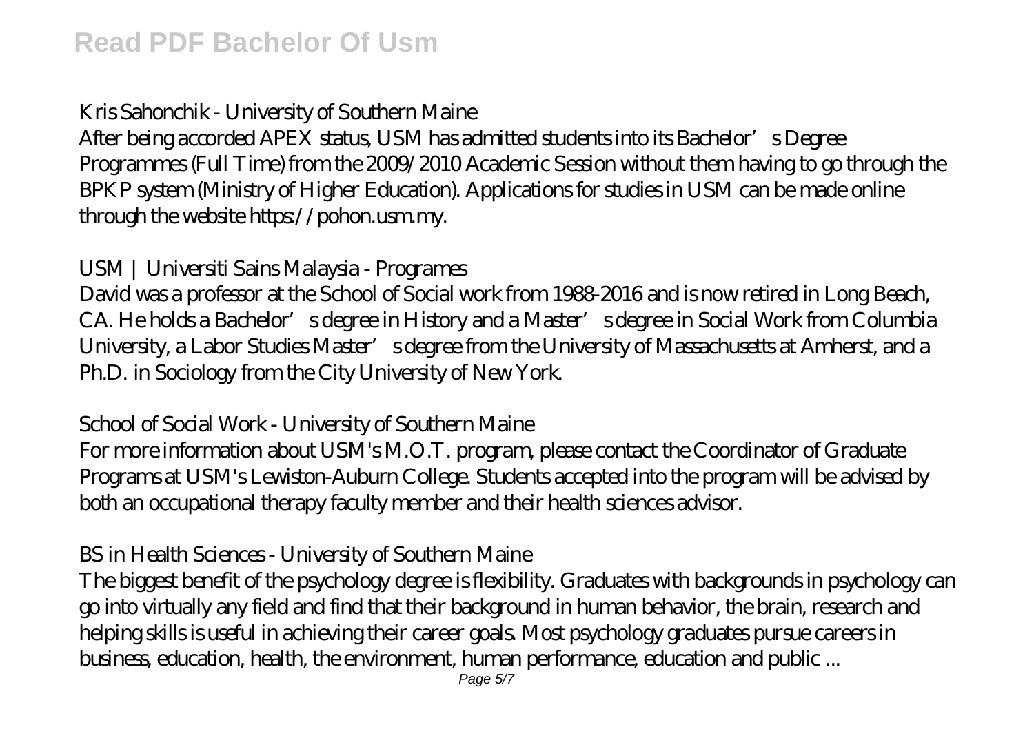## Kris Sahonchik - University of Southern Maine

After being accorded APEX status, USM has admitted students into its Bachelor's Degree Programmes (Full Time) from the 2009/2010 Academic Session without them having to go through the BPKP system (Ministry of Higher Education). Applications for studies in USM can be made online through the website https://pohon.usm.my.

## USM | Universiti Sains Malaysia - Programes

David was a professor at the School of Social work from 1988-2016 and is now retired in Long Beach, CA. He holds a Bachelor's degree in History and a Master's degree in Social Work from Columbia University, a Labor Studies Master's degree from the University of Massachusetts at Amherst, and a Ph.D. in Sociology from the City University of New York.

## School of Social Work - University of Southern Maine

For more information about USM's M.O.T. program, please contact the Coordinator of Graduate Programs at USM's Lewiston-Auburn College. Students accepted into the program will be advised by both an occupational therapy faculty member and their health sciences advisor.

## BS in Health Sciences - University of Southern Maine

The biggest benefit of the psychology degree is flexibility. Graduates with backgrounds in psychology can go into virtually any field and find that their background in human behavior, the brain, research and helping skills is useful in achieving their career goals. Most psychology graduates pursue careers in business, education, health, the environment, human performance, education and public ...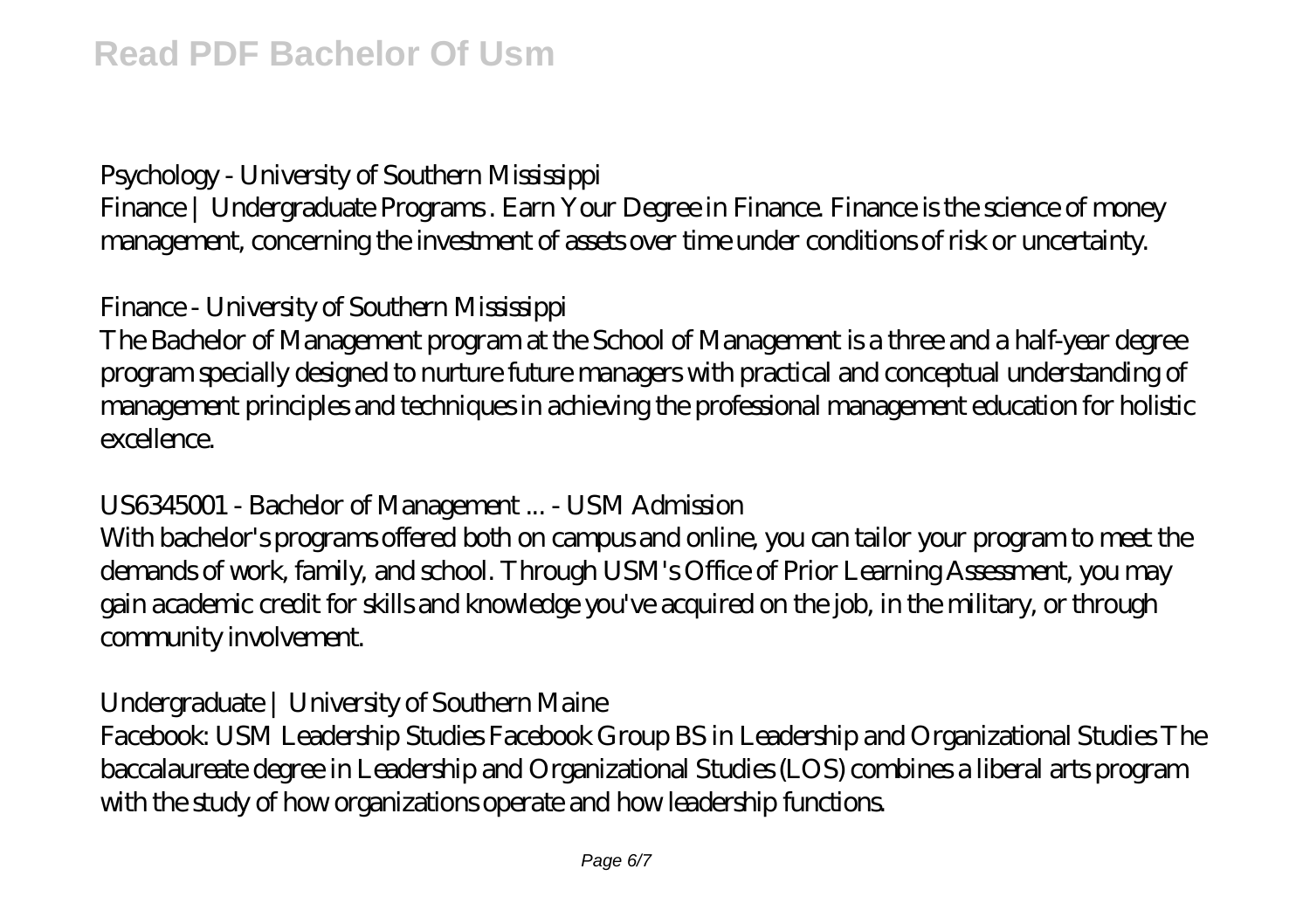## Psychology - University of Southern Mississippi

Finance | Undergraduate Programs . Earn Your Degree in Finance. Finance is the science of money management, concerning the investment of assets over time under conditions of risk or uncertainty.

## Finance - University of Southern Mississippi

The Bachelor of Management program at the School of Management is a three and a half-year degree program specially designed to nurture future managers with practical and conceptual understanding of management principles and techniques in achieving the professional management education for holistic excellence.

## US6345001 - Bachelor of Management ... - USM Admission

With bachelor's programs offered both on campus and online, you can tailor your program to meet the demands of work, family, and school. Through USM's Office of Prior Learning Assessment, you may gain academic credit for skills and knowledge you've acquired on the job, in the military, or through community involvement.

## Undergraduate | University of Southern Maine

Facebook: USM Leadership Studies Facebook Group BS in Leadership and Organizational Studies The baccalaureate degree in Leadership and Organizational Studies (LOS) combines a liberal arts program with the study of how organizations operate and how leadership functions.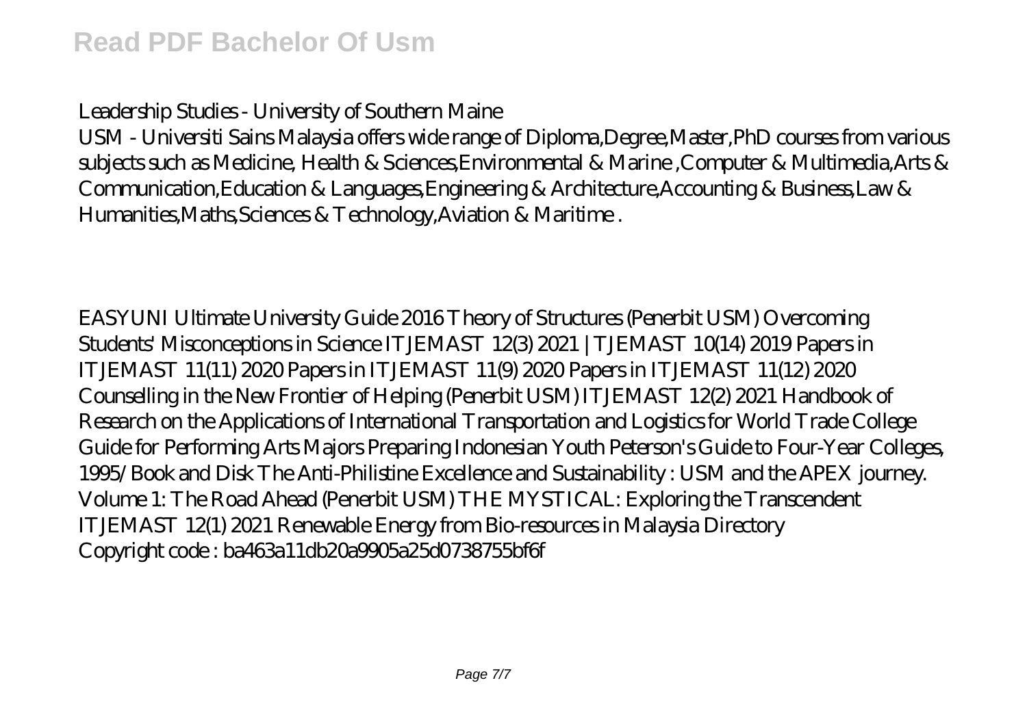Leadership Studies - University of Southern Maine

USM - Universiti Sains Malaysia offers wide range of Diploma,Degree,Master,PhD courses from various subjects such as Medicine, Health & Sciences,Environmental & Marine ,Computer & Multimedia,Arts & Communication,Education & Languages,Engineering & Architecture,Accounting & Business,Law & Humanities,Maths,Sciences & Technology,Aviation & Maritime .

EASYUNI Ultimate University Guide 2016 Theory of Structures (Penerbit USM) Overcoming Students' Misconceptions in Science ITJEMAST 12(3) 2021 | TJEMAST 10(14) 2019 Papers in ITJEMAST 11(11) 2020 Papers in ITJEMAST 11(9) 2020 Papers in ITJEMAST 11(12) 2020 Counselling in the New Frontier of Helping (Penerbit USM) ITJEMAST 12(2) 2021 Handbook of Research on the Applications of International Transportation and Logistics for World Trade College Guide for Performing Arts Majors Preparing Indonesian Youth Peterson's Guide to Four-Year Colleges, 1995/Book and Disk The Anti-Philistine Excellence and Sustainability : USM and the APEX journey. Volume 1: The Road Ahead (Penerbit USM) THE MYSTICAL: Exploring the Transcendent ITJEMAST 12(1) 2021 Renewable Energy from Bio-resources in Malaysia Directory
Copyright code : ba463a11db20a9905a25d0738755bf6f